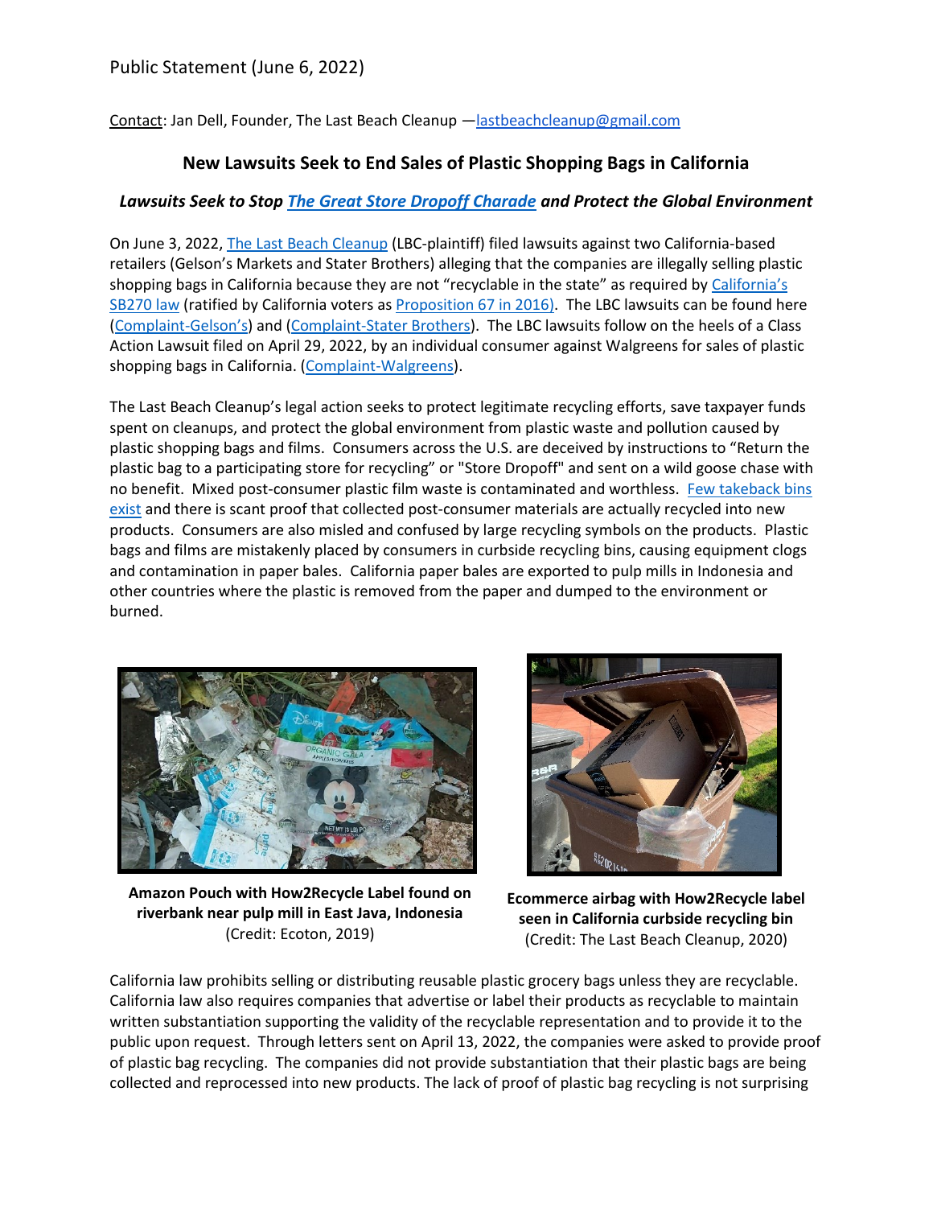Public Statement (June 6, 2022)

Contact: Jan Dell, Founder, The Last Beach Cleanup —lastbeachcleanup@gmail.com

## New Lawsuits Seek to End Sales of Plastic Shopping Bags in California

### *Lawsuits Seek to Stop The Great Store Dropoff Charade and Protect the Global Environment*

On June 3, 2022, The Last Beach Cleanup (LBC-plaintiff) filed lawsuits against two California-based retailers (Gelson's Markets and Stater Brothers) alleging that the companies are illegally selling plastic shopping bags in California because they are not "recyclable in the state" as required by California's SB270 law (ratified by California voters as Proposition 67 in 2016). The LBC lawsuits can be found here (Complaint-Gelson's) and (Complaint-Stater Brothers). The LBC lawsuits follow on the heels of a Class Action Lawsuit filed on April 29, 2022, by an individual consumer against Walgreens for sales of plastic shopping bags in California. (Complaint-Walgreens).

The Last Beach Cleanup's legal action seeks to protect legitimate recycling efforts, save taxpayer funds spent on cleanups, and protect the global environment from plastic waste and pollution caused by plastic shopping bags and films. Consumers across the U.S. are deceived by instructions to "Return the plastic bag to a participating store for recycling" or "Store Dropoff" and sent on a wild goose chase with no benefit. Mixed post-consumer plastic film waste is contaminated and worthless. Few takeback bins exist and there is scant proof that collected post-consumer materials are actually recycled into new products. Consumers are also misled and confused by large recycling symbols on the products. Plastic bags and films are mistakenly placed by consumers in curbside recycling bins, causing equipment clogs and contamination in paper bales. California paper bales are exported to pulp mills in Indonesia and other countries where the plastic is removed from the paper and dumped to the environment or burned.

**Amazon Pouch with How2Recycle Label found on riverbank near pulp mill in East Java, Indonesia**
(Credit: Ecoton, 2019)

**Ecommerce airbag with How2Recycle label seen in California curbside recycling bin**
(Credit: The Last Beach Cleanup, 2020)

California law prohibits selling or distributing reusable plastic grocery bags unless they are recyclable. California law also requires companies that advertise or label their products as recyclable to maintain written substantiation supporting the validity of the recyclable representation and to provide it to the public upon request. Through letters sent on April 13, 2022, the companies were asked to provide proof of plastic bag recycling. The companies did not provide substantiation that their plastic bags are being collected and reprocessed into new products. The lack of proof of plastic bag recycling is not surprising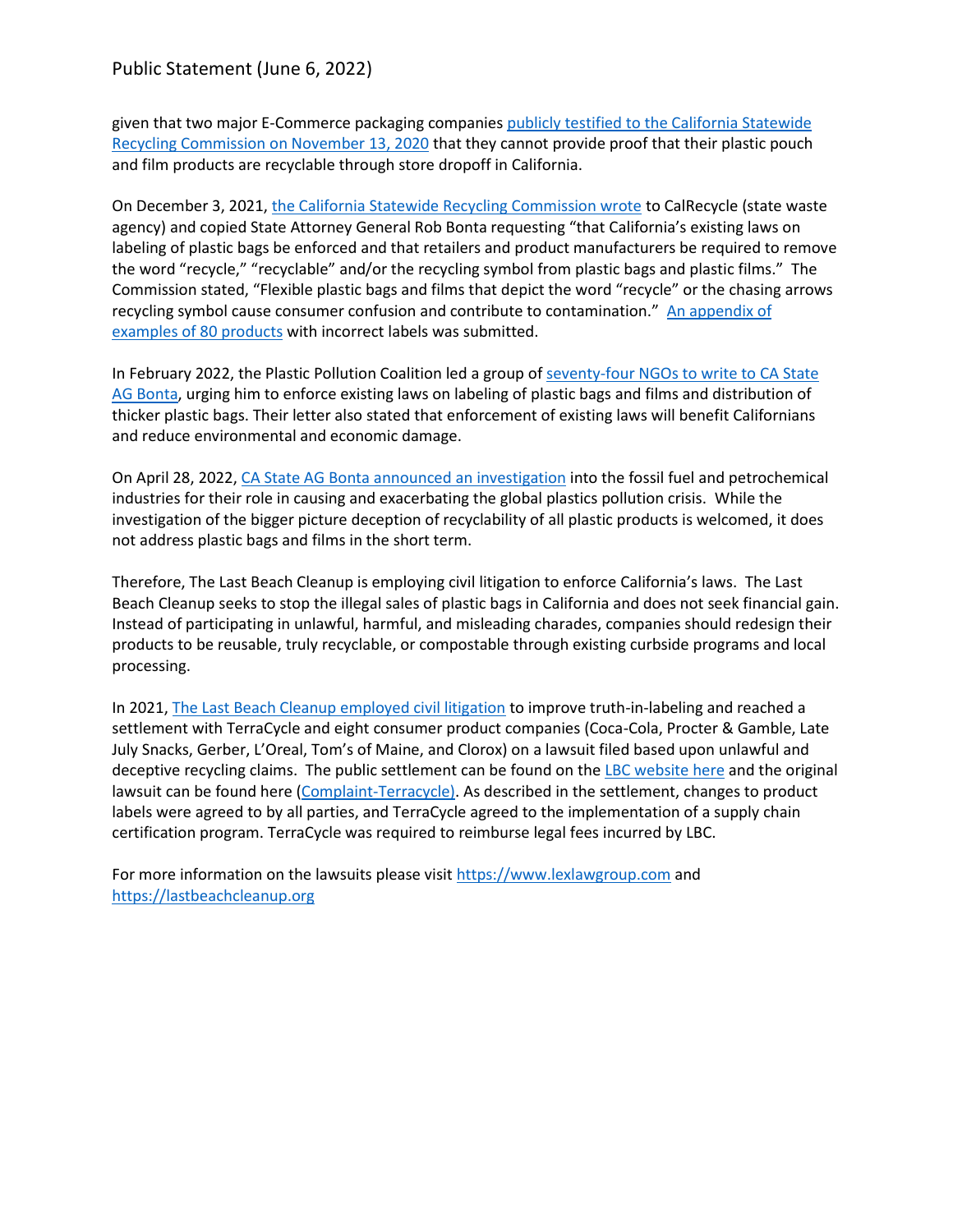given that two major E-Commerce packaging companies publicly testified to the California Statewide Recycling Commission on November 13, 2020 that they cannot provide proof that their plastic pouch and film products are recyclable through store dropoff in California.

On December 3, 2021, the California Statewide Recycling Commission wrote to CalRecycle (state waste agency) and copied State Attorney General Rob Bonta requesting "that California's existing laws on labeling of plastic bags be enforced and that retailers and product manufacturers be required to remove the word "recycle," "recyclable" and/or the recycling symbol from plastic bags and plastic films." The Commission stated, "Flexible plastic bags and films that depict the word "recycle" or the chasing arrows recycling symbol cause consumer confusion and contribute to contamination." An appendix of examples of 80 products with incorrect labels was submitted.

In February 2022, the Plastic Pollution Coalition led a group of seventy-four NGOs to write to CA State AG Bonta, urging him to enforce existing laws on labeling of plastic bags and films and distribution of thicker plastic bags. Their letter also stated that enforcement of existing laws will benefit Californians and reduce environmental and economic damage.

On April 28, 2022, CA State AG Bonta announced an investigation into the fossil fuel and petrochemical industries for their role in causing and exacerbating the global plastics pollution crisis. While the investigation of the bigger picture deception of recyclability of all plastic products is welcomed, it does not address plastic bags and films in the short term.

Therefore, The Last Beach Cleanup is employing civil litigation to enforce California's laws. The Last Beach Cleanup seeks to stop the illegal sales of plastic bags in California and does not seek financial gain. Instead of participating in unlawful, harmful, and misleading charades, companies should redesign their products to be reusable, truly recyclable, or compostable through existing curbside programs and local processing.

In 2021, The Last Beach Cleanup employed civil litigation to improve truth-in-labeling and reached a settlement with TerraCycle and eight consumer product companies (Coca-Cola, Procter & Gamble, Late July Snacks, Gerber, L'Oreal, Tom's of Maine, and Clorox) on a lawsuit filed based upon unlawful and deceptive recycling claims. The public settlement can be found on the LBC website here and the original lawsuit can be found here (Complaint-Terracycle). As described in the settlement, changes to product labels were agreed to by all parties, and TerraCycle agreed to the implementation of a supply chain certification program. TerraCycle was required to reimburse legal fees incurred by LBC.

For more information on the lawsuits please visit https://www.lexlawgroup.com and https://lastbeachcleanup.org